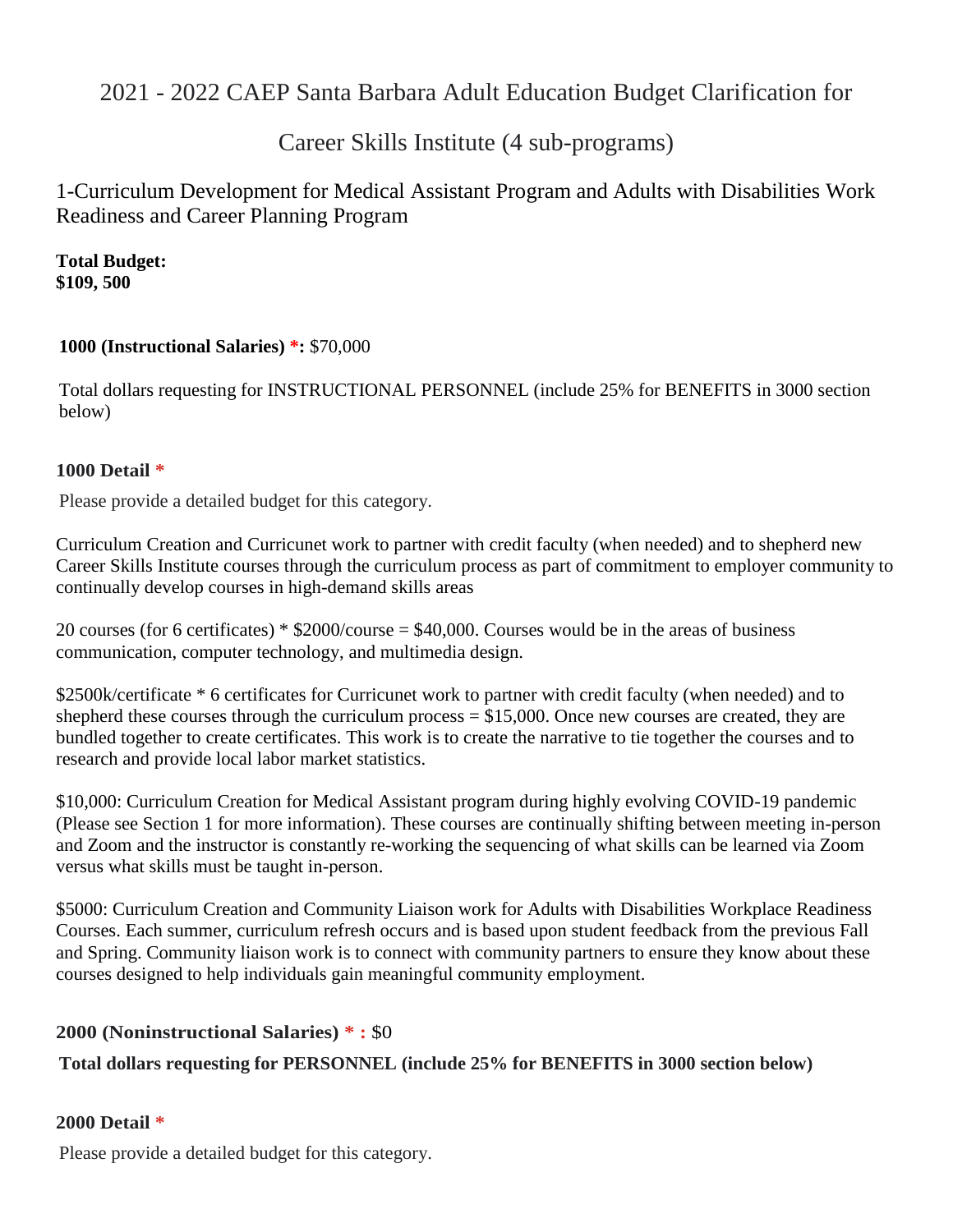# 2021 - 2022 CAEP Santa Barbara Adult Education Budget Clarification for Career Skills Institute (4 sub-programs)

## 1-Curriculum Development for Medical Assistant Program and Adults with Disabilities Work Readiness and Career Planning Program

**Total Budget:**
**$109, 500**

**1000 (Instructional Salaries) *:** $70,000

Total dollars requesting for INSTRUCTIONAL PERSONNEL (include 25% for BENEFITS in 3000 section below)

**1000 Detail ***

Please provide a detailed budget for this category.

Curriculum Creation and Curricunet work to partner with credit faculty (when needed) and to shepherd new Career Skills Institute courses through the curriculum process as part of commitment to employer community to continually develop courses in high-demand skills areas

20 courses (for 6 certificates) * $2000/course = $40,000. Courses would be in the areas of business communication, computer technology, and multimedia design.

$2500k/certificate * 6 certificates for Curricunet work to partner with credit faculty (when needed) and to shepherd these courses through the curriculum process = $15,000. Once new courses are created, they are bundled together to create certificates. This work is to create the narrative to tie together the courses and to research and provide local labor market statistics.

$10,000: Curriculum Creation for Medical Assistant program during highly evolving COVID-19 pandemic (Please see Section 1 for more information). These courses are continually shifting between meeting in-person and Zoom and the instructor is constantly re-working the sequencing of what skills can be learned via Zoom versus what skills must be taught in-person.

$5000: Curriculum Creation and Community Liaison work for Adults with Disabilities Workplace Readiness Courses. Each summer, curriculum refresh occurs and is based upon student feedback from the previous Fall and Spring. Community liaison work is to connect with community partners to ensure they know about these courses designed to help individuals gain meaningful community employment.

**2000 (Noninstructional Salaries) * :** $0

**Total dollars requesting for PERSONNEL (include 25% for BENEFITS in 3000 section below)**

**2000 Detail ***

Please provide a detailed budget for this category.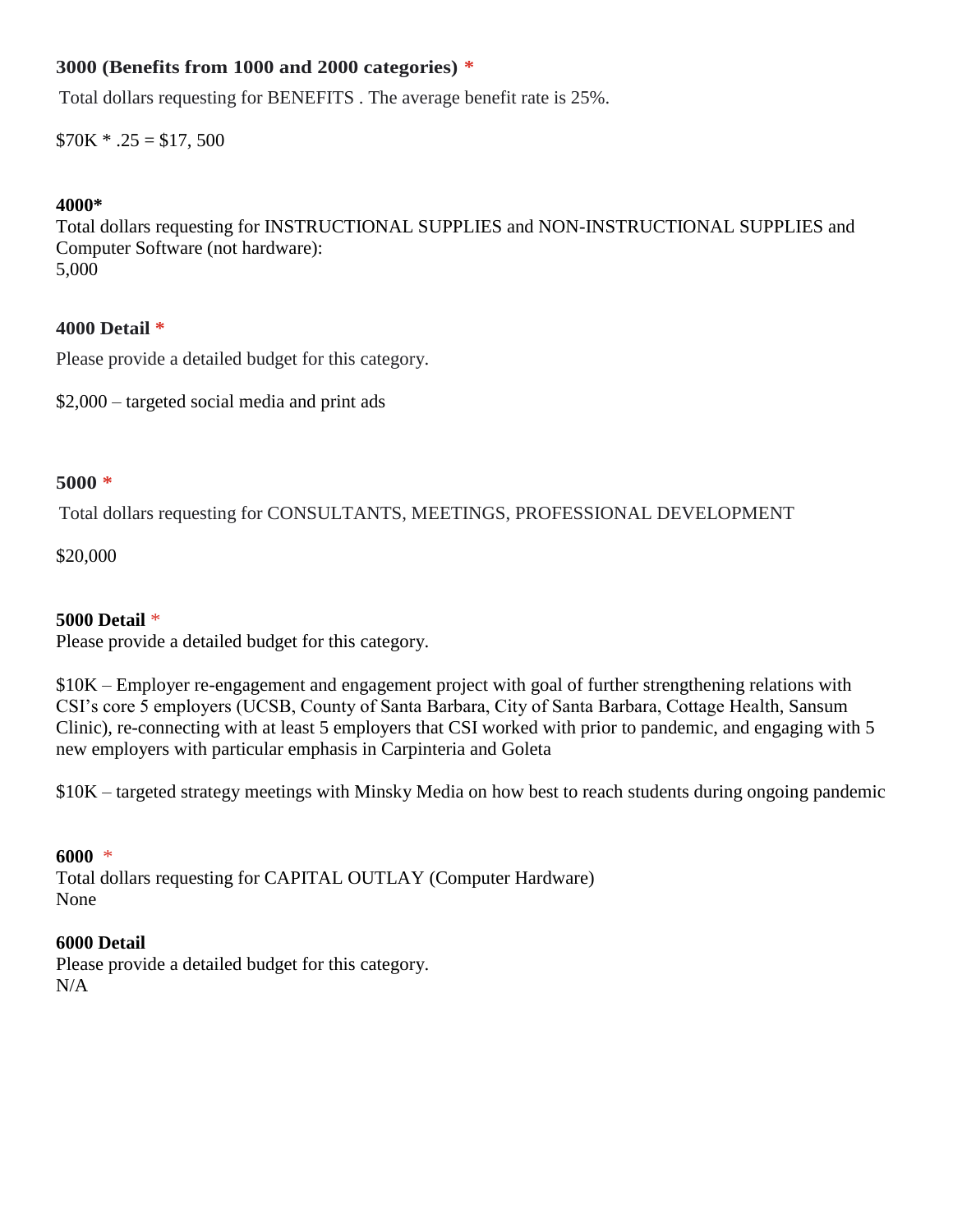**3000 (Benefits from 1000 and 2000 categories) ***

Total dollars requesting for BENEFITS . The average benefit rate is 25%.

$70K * .25 = $17, 500

**4000***

Total dollars requesting for INSTRUCTIONAL SUPPLIES and NON-INSTRUCTIONAL SUPPLIES and Computer Software (not hardware):
5,000

**4000 Detail ***

Please provide a detailed budget for this category.

$2,000 – targeted social media and print ads

**5000 ***

Total dollars requesting for CONSULTANTS, MEETINGS, PROFESSIONAL DEVELOPMENT

$20,000

**5000 Detail ***

Please provide a detailed budget for this category.

$10K – Employer re-engagement and engagement project with goal of further strengthening relations with CSI's core 5 employers (UCSB, County of Santa Barbara, City of Santa Barbara, Cottage Health, Sansum Clinic), re-connecting with at least 5 employers that CSI worked with prior to pandemic, and engaging with 5 new employers with particular emphasis in Carpinteria and Goleta

$10K – targeted strategy meetings with Minsky Media on how best to reach students during ongoing pandemic

**6000 ***

Total dollars requesting for CAPITAL OUTLAY (Computer Hardware)
None

**6000 Detail**

Please provide a detailed budget for this category.
N/A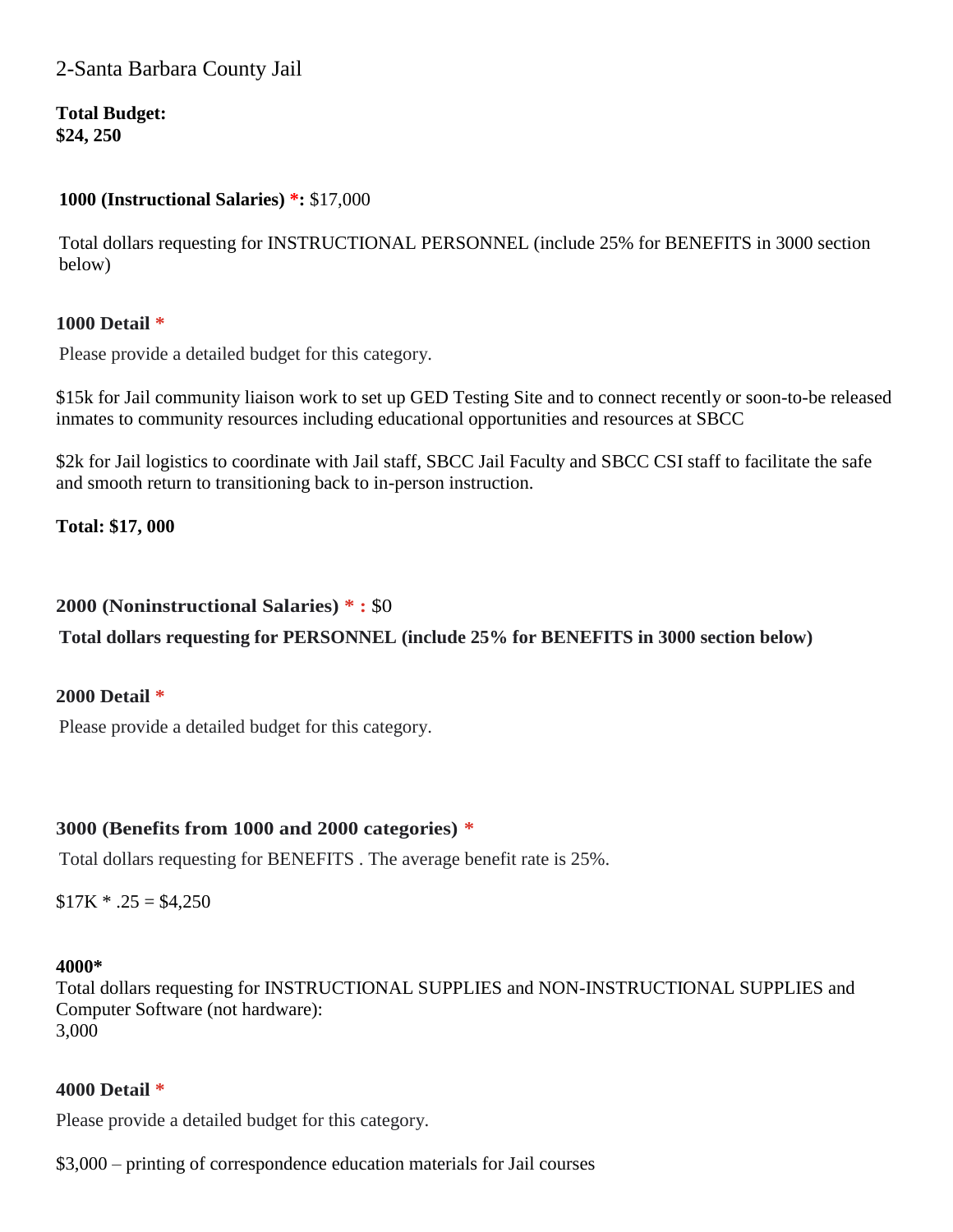2-Santa Barbara County Jail

**Total Budget:**
**$24, 250**

**1000 (Instructional Salaries) *:** $17,000

Total dollars requesting for INSTRUCTIONAL PERSONNEL (include 25% for BENEFITS in 3000 section below)

**1000 Detail ***

Please provide a detailed budget for this category.

$15k for Jail community liaison work to set up GED Testing Site and to connect recently or soon-to-be released inmates to community resources including educational opportunities and resources at SBCC

$2k for Jail logistics to coordinate with Jail staff, SBCC Jail Faculty and SBCC CSI staff to facilitate the safe and smooth return to transitioning back to in-person instruction.

**Total: $17, 000**

**2000 (Noninstructional Salaries) * :** $0

**Total dollars requesting for PERSONNEL (include 25% for BENEFITS in 3000 section below)**

**2000 Detail ***

Please provide a detailed budget for this category.

**3000 (Benefits from 1000 and 2000 categories) ***

Total dollars requesting for BENEFITS . The average benefit rate is 25%.

$17K * .25 = $4,250

**4000***

Total dollars requesting for INSTRUCTIONAL SUPPLIES and NON-INSTRUCTIONAL SUPPLIES and Computer Software (not hardware):
3,000

**4000 Detail ***

Please provide a detailed budget for this category.

$3,000 – printing of correspondence education materials for Jail courses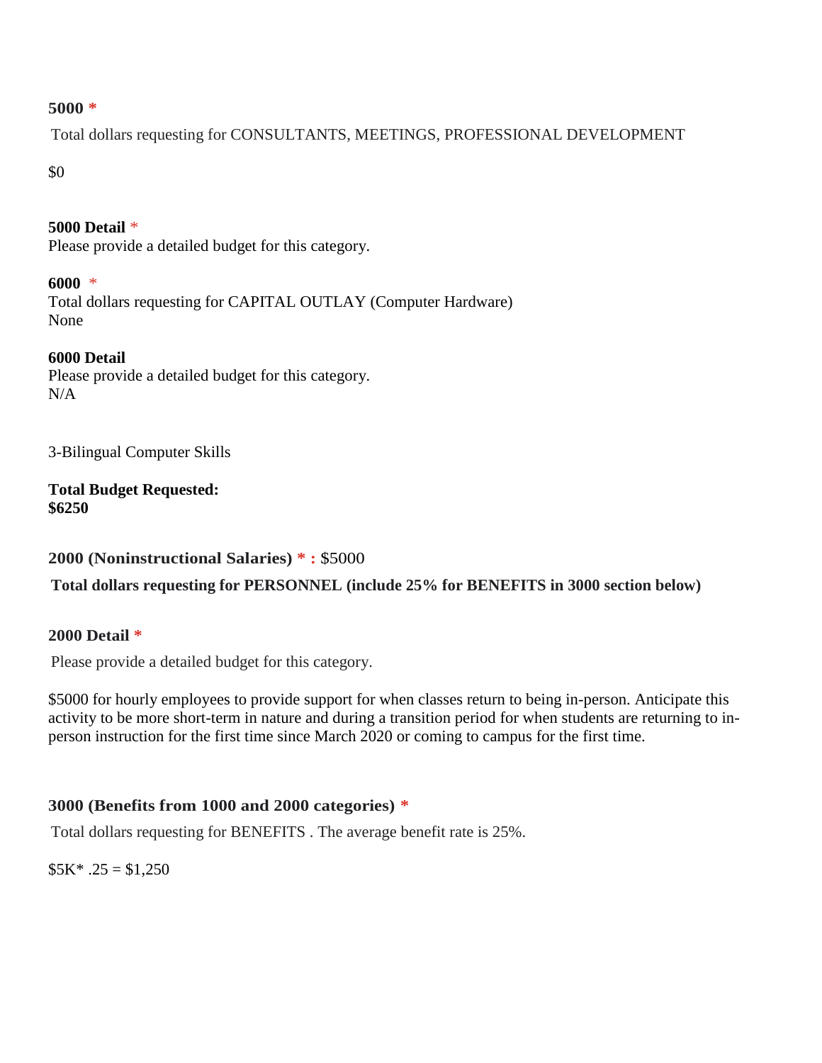**5000 ***

Total dollars requesting for CONSULTANTS, MEETINGS, PROFESSIONAL DEVELOPMENT

$0

**5000 Detail** *
Please provide a detailed budget for this category.

**6000** *
Total dollars requesting for CAPITAL OUTLAY (Computer Hardware)
None

**6000 Detail**
Please provide a detailed budget for this category.
N/A

3-Bilingual Computer Skills

**Total Budget Requested:**
**$6250**

**2000 (Noninstructional Salaries) * :** $5000

**Total dollars requesting for PERSONNEL (include 25% for BENEFITS in 3000 section below)**

**2000 Detail ***

Please provide a detailed budget for this category.

$5000 for hourly employees to provide support for when classes return to being in-person. Anticipate this activity to be more short-term in nature and during a transition period for when students are returning to in-person instruction for the first time since March 2020 or coming to campus for the first time.

**3000 (Benefits from 1000 and 2000 categories) ***

Total dollars requesting for BENEFITS . The average benefit rate is 25%.

$5K* .25 = $1,250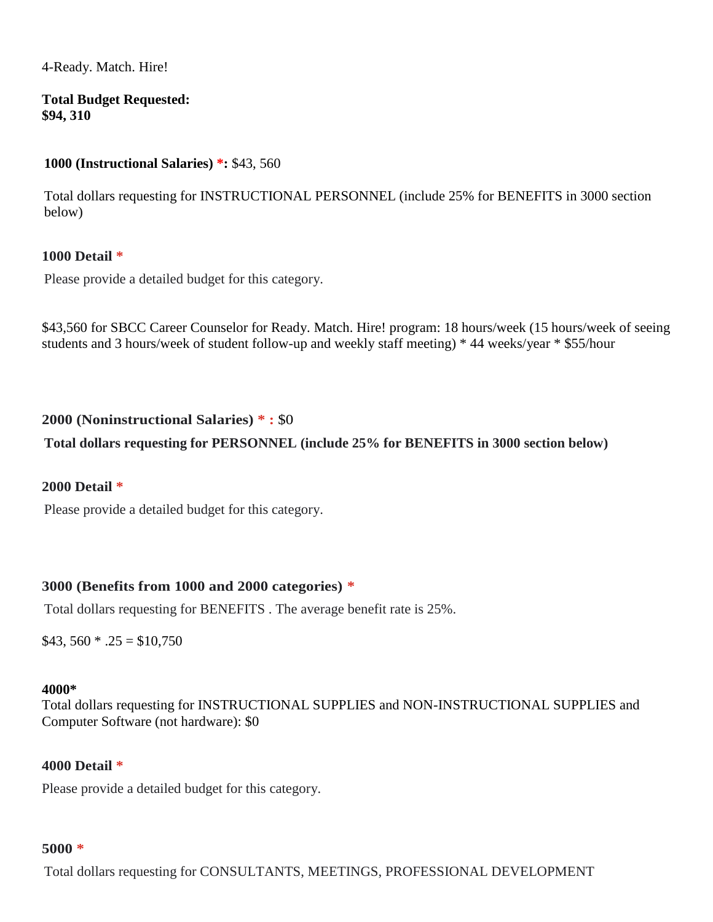4-Ready. Match. Hire!

**Total Budget Requested:**
**$94, 310**

**1000 (Instructional Salaries) *:** $43, 560

Total dollars requesting for INSTRUCTIONAL PERSONNEL (include 25% for BENEFITS in 3000 section below)

**1000 Detail ***

Please provide a detailed budget for this category.

$43,560 for SBCC Career Counselor for Ready. Match. Hire! program: 18 hours/week (15 hours/week of seeing students and 3 hours/week of student follow-up and weekly staff meeting) * 44 weeks/year * $55/hour

**2000 (Noninstructional Salaries) * :** $0

**Total dollars requesting for PERSONNEL (include 25% for BENEFITS in 3000 section below)**

**2000 Detail ***

Please provide a detailed budget for this category.

**3000 (Benefits from 1000 and 2000 categories) ***

Total dollars requesting for BENEFITS . The average benefit rate is 25%.

$43, 560 * .25 = $10,750

**4000***

Total dollars requesting for INSTRUCTIONAL SUPPLIES and NON-INSTRUCTIONAL SUPPLIES and Computer Software (not hardware): $0

**4000 Detail ***

Please provide a detailed budget for this category.

**5000 ***

Total dollars requesting for CONSULTANTS, MEETINGS, PROFESSIONAL DEVELOPMENT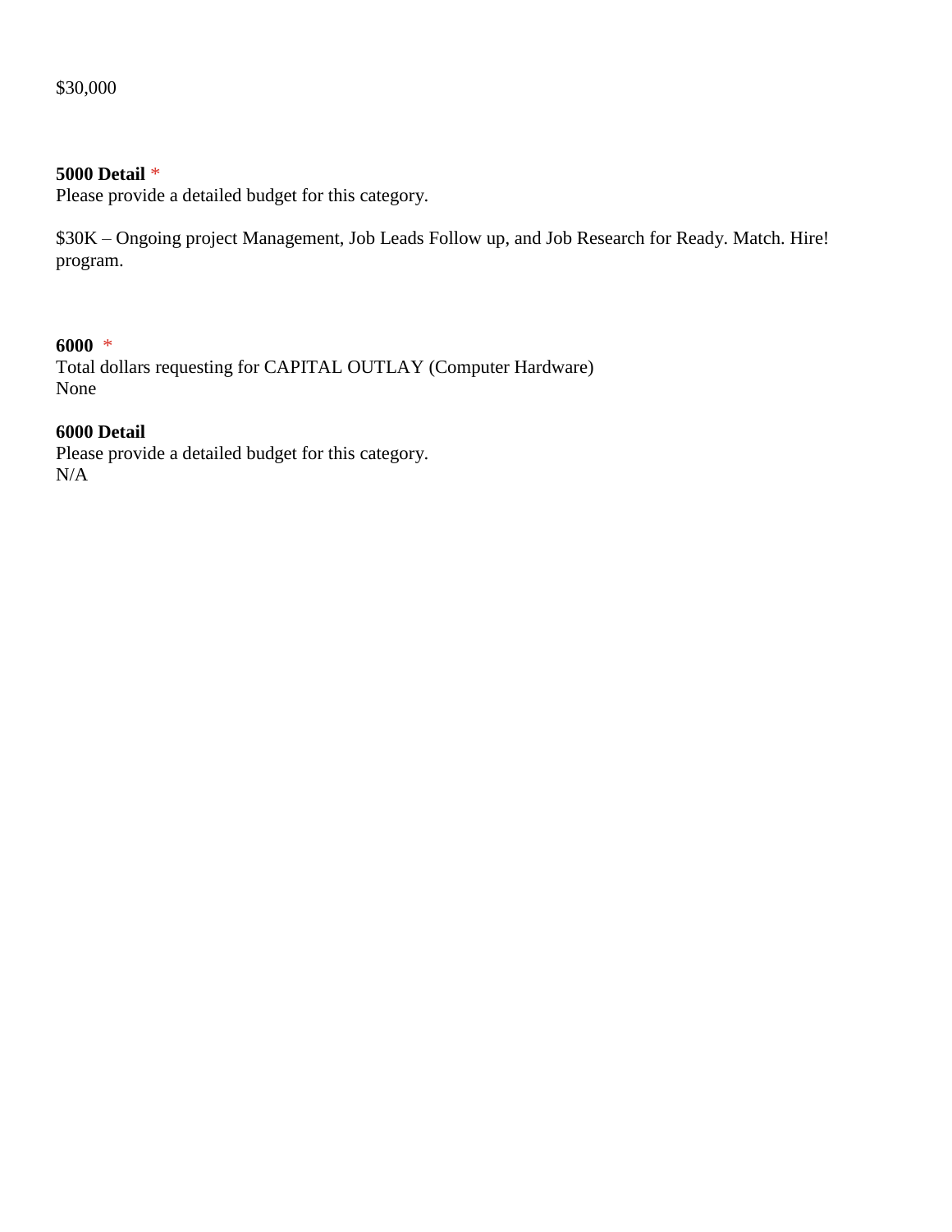$30,000

**5000 Detail** *
Please provide a detailed budget for this category.

$30K – Ongoing project Management, Job Leads Follow up, and Job Research for Ready. Match. Hire! program.

**6000** *
Total dollars requesting for CAPITAL OUTLAY (Computer Hardware)
None

**6000 Detail**
Please provide a detailed budget for this category.
N/A